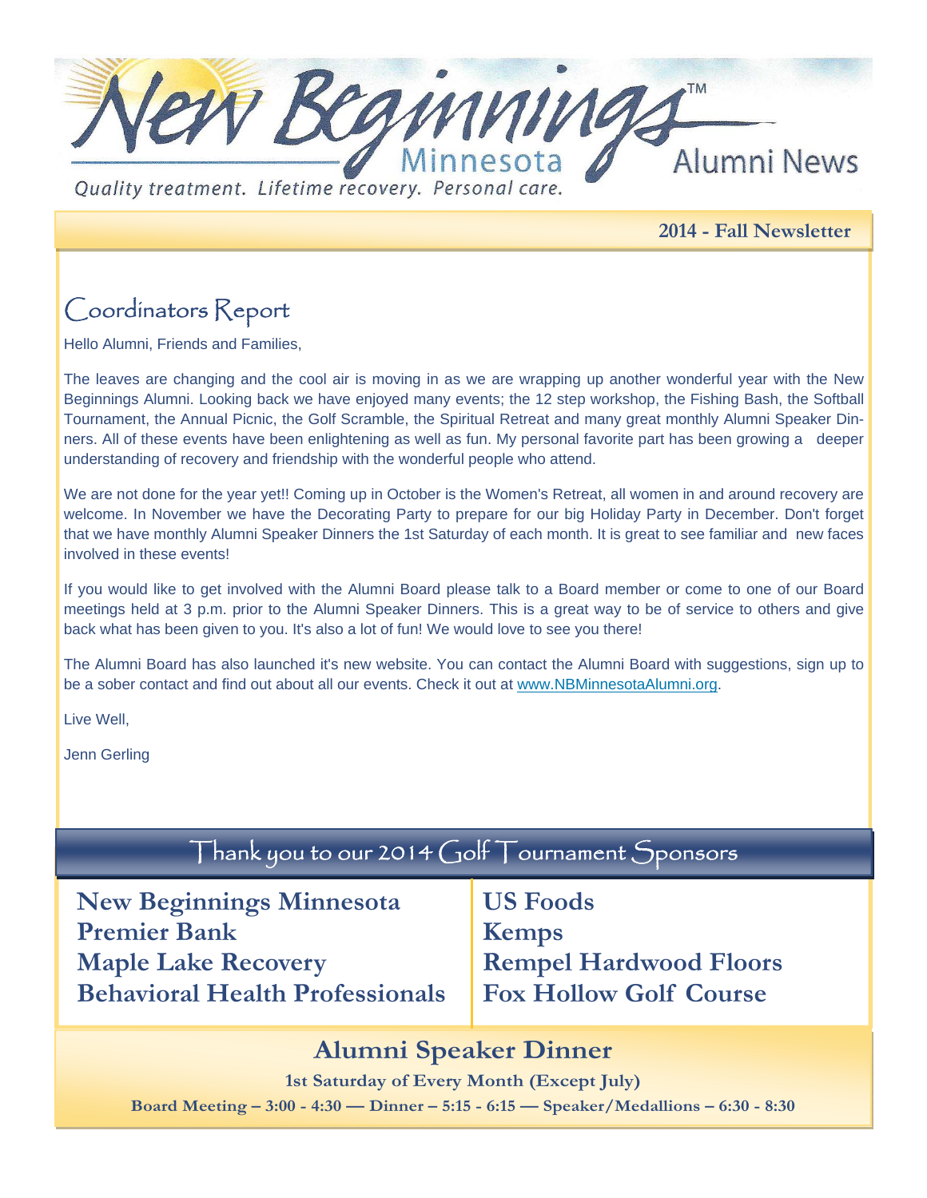# New Beginnings Minnesota Alumni News

*Quality treatment. Lifetime recovery. Personal care.*

**2014 - Fall Newsletter**

## Coordinators Report

Hello Alumni, Friends and Families,

The leaves are changing and the cool air is moving in as we are wrapping up another wonderful year with the New Beginnings Alumni. Looking back we have enjoyed many events; the 12 step workshop, the Fishing Bash, the Softball Tournament, the Annual Picnic, the Golf Scramble, the Spiritual Retreat and many great monthly Alumni Speaker Dinners. All of these events have been enlightening as well as fun. My personal favorite part has been growing a deeper understanding of recovery and friendship with the wonderful people who attend.

We are not done for the year yet!! Coming up in October is the Women's Retreat, all women in and around recovery are welcome. In November we have the Decorating Party to prepare for our big Holiday Party in December. Don't forget that we have monthly Alumni Speaker Dinners the 1st Saturday of each month. It is great to see familiar and new faces involved in these events!

If you would like to get involved with the Alumni Board please talk to a Board member or come to one of our Board meetings held at 3 p.m. prior to the Alumni Speaker Dinners. This is a great way to be of service to others and give back what has been given to you. It's also a lot of fun! We would love to see you there!

The Alumni Board has also launched it's new website. You can contact the Alumni Board with suggestions, sign up to be a sober contact and find out about all our events. Check it out at www.NBMinnesotaAlumni.org.

Live Well,

Jenn Gerling

## Thank you to our 2014 Golf Tournament Sponsors

**New Beginnings Minnesota**
**Premier Bank**
**Maple Lake Recovery**
**Behavioral Health Professionals**
**US Foods**
**Kemps**
**Rempel Hardwood Floors**
**Fox Hollow Golf Course**

## Alumni Speaker Dinner

**1st Saturday of Every Month (Except July)**

**Board Meeting – 3:00 - 4:30 — Dinner – 5:15 - 6:15 — Speaker/Medallions – 6:30 - 8:30**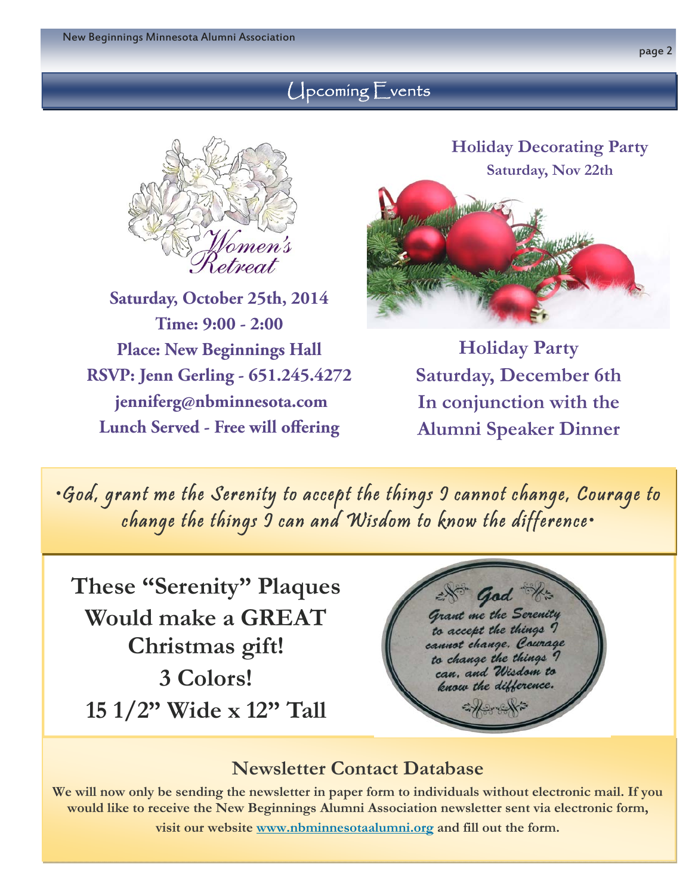## Upcoming Events

**Women's Retreat**

**Saturday, October 25th, 2014**
**Time: 9:00 - 2:00**
**Place: New Beginnings Hall**
**RSVP: Jenn Gerling - 651.245.4272**
**jenniferg@nbminnesota.com**
**Lunch Served - Free will offering**

**Holiday Decorating Party**
**Saturday, Nov 22th**

**Holiday Party**
**Saturday, December 6th**
**In conjunction with the**
**Alumni Speaker Dinner**

*•God, grant me the Serenity to accept the things I cannot change, Courage to change the things I can and Wisdom to know the difference•*

**These "Serenity" Plaques Would make a GREAT Christmas gift!**
**3 Colors!**
**15 1/2" Wide x 12" Tall**

God
Grant me the Serenity to accept the things I cannot change, Courage to change the things I can, and Wisdom to know the difference.

### Newsletter Contact Database

**We will now only be sending the newsletter in paper form to individuals without electronic mail. If you would like to receive the New Beginnings Alumni Association newsletter sent via electronic form, visit our website [www.nbminnesotaalumni.org](www.nbminnesotaalumni.org) and fill out the form.**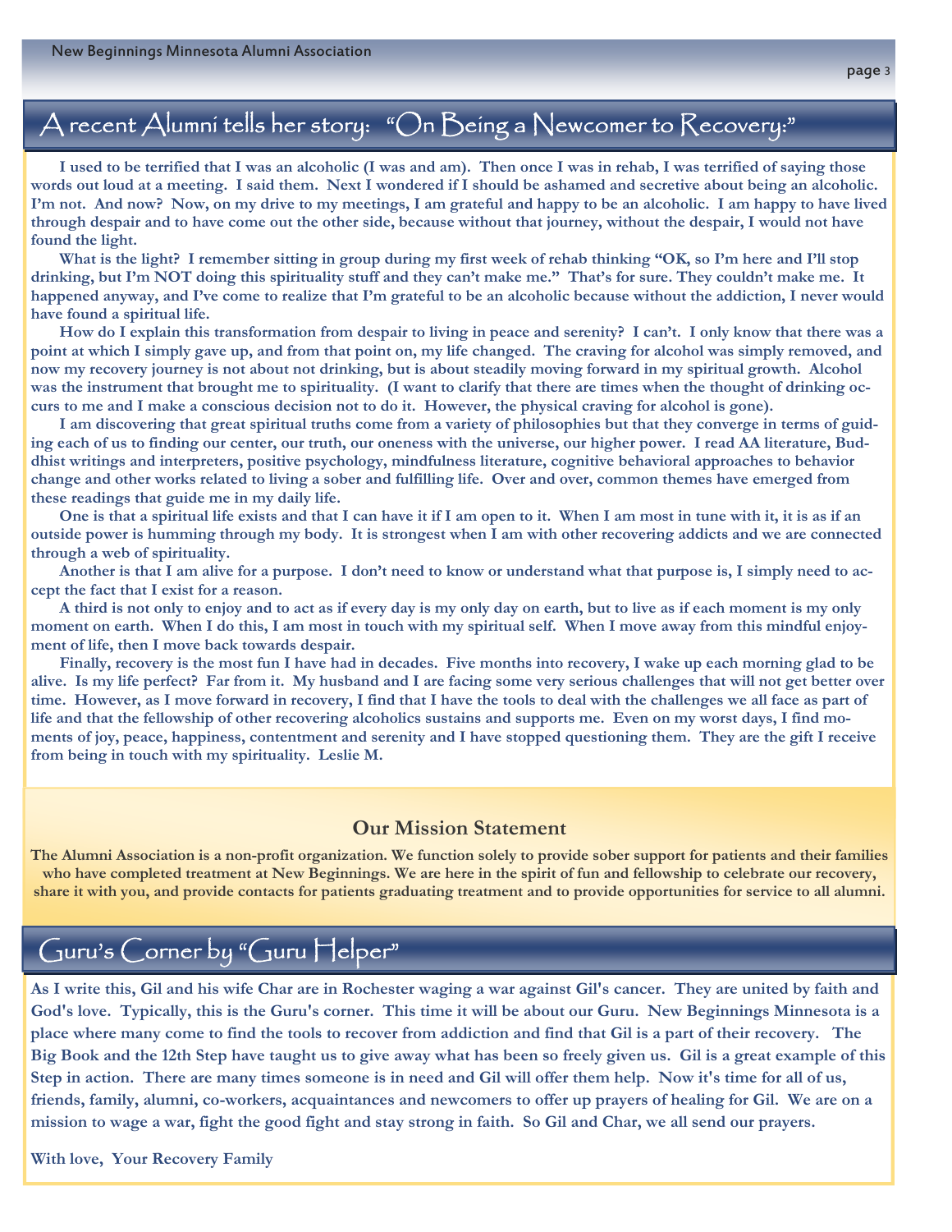## A recent Alumni tells her story: "On Being a Newcomer to Recovery:"

**I used to be terrified that I was an alcoholic (I was and am). Then once I was in rehab, I was terrified of saying those words out loud at a meeting. I said them. Next I wondered if I should be ashamed and secretive about being an alcoholic. I'm not. And now? Now, on my drive to my meetings, I am grateful and happy to be an alcoholic. I am happy to have lived through despair and to have come out the other side, because without that journey, without the despair, I would not have found the light.**

**What is the light? I remember sitting in group during my first week of rehab thinking "OK, so I'm here and I'll stop drinking, but I'm NOT doing this spirituality stuff and they can't make me." That's for sure. They couldn't make me. It happened anyway, and I've come to realize that I'm grateful to be an alcoholic because without the addiction, I never would have found a spiritual life.**

**How do I explain this transformation from despair to living in peace and serenity? I can't. I only know that there was a point at which I simply gave up, and from that point on, my life changed. The craving for alcohol was simply removed, and now my recovery journey is not about not drinking, but is about steadily moving forward in my spiritual growth. Alcohol was the instrument that brought me to spirituality. (I want to clarify that there are times when the thought of drinking occurs to me and I make a conscious decision not to do it. However, the physical craving for alcohol is gone).**

**I am discovering that great spiritual truths come from a variety of philosophies but that they converge in terms of guiding each of us to finding our center, our truth, our oneness with the universe, our higher power. I read AA literature, Buddhist writings and interpreters, positive psychology, mindfulness literature, cognitive behavioral approaches to behavior change and other works related to living a sober and fulfilling life. Over and over, common themes have emerged from these readings that guide me in my daily life.**

**One is that a spiritual life exists and that I can have it if I am open to it. When I am most in tune with it, it is as if an outside power is humming through my body. It is strongest when I am with other recovering addicts and we are connected through a web of spirituality.**

**Another is that I am alive for a purpose. I don't need to know or understand what that purpose is, I simply need to accept the fact that I exist for a reason.**

**A third is not only to enjoy and to act as if every day is my only day on earth, but to live as if each moment is my only moment on earth. When I do this, I am most in touch with my spiritual self. When I move away from this mindful enjoyment of life, then I move back towards despair.**

**Finally, recovery is the most fun I have had in decades. Five months into recovery, I wake up each morning glad to be alive. Is my life perfect? Far from it. My husband and I are facing some very serious challenges that will not get better over time. However, as I move forward in recovery, I find that I have the tools to deal with the challenges we all face as part of life and that the fellowship of other recovering alcoholics sustains and supports me. Even on my worst days, I find moments of joy, peace, happiness, contentment and serenity and I have stopped questioning them. They are the gift I receive from being in touch with my spirituality. Leslie M.**

### Our Mission Statement

**The Alumni Association is a non-profit organization. We function solely to provide sober support for patients and their families who have completed treatment at New Beginnings. We are here in the spirit of fun and fellowship to celebrate our recovery, share it with you, and provide contacts for patients graduating treatment and to provide opportunities for service to all alumni.**

## Guru's Corner by "Guru Helper"

**As I write this, Gil and his wife Char are in Rochester waging a war against Gil's cancer. They are united by faith and God's love. Typically, this is the Guru's corner. This time it will be about our Guru. New Beginnings Minnesota is a place where many come to find the tools to recover from addiction and find that Gil is a part of their recovery. The Big Book and the 12th Step have taught us to give away what has been so freely given us. Gil is a great example of this Step in action. There are many times someone is in need and Gil will offer them help. Now it's time for all of us, friends, family, alumni, co-workers, acquaintances and newcomers to offer up prayers of healing for Gil. We are on a mission to wage a war, fight the good fight and stay strong in faith. So Gil and Char, we all send our prayers.**

**With love, Your Recovery Family**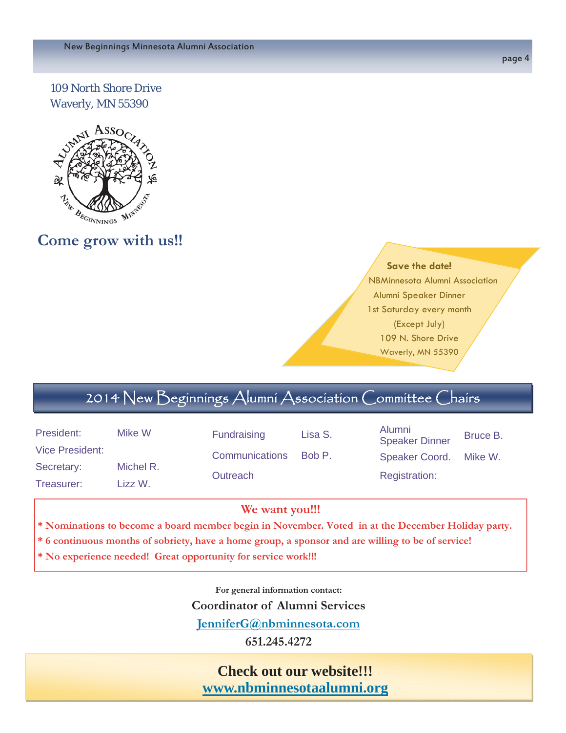109 North Shore Drive
Waverly, MN 55390

ALUMNI ASSOCIATION
NEW BEGINNINGS MINNESOTA

## Come grow with us!!

**Save the date!**
NBMinnesota Alumni Association
Alumni Speaker Dinner
1st Saturday every month
(Except July)
109 N. Shore Drive
Waverly, MN 55390

## 2014 New Beginnings Alumni Association Committee Chairs

| | | | | | |
|---|---|---|---|---|---|
| President: | Mike W | Fundraising | Lisa S. | Alumni Speaker Dinner | Bruce B. |
| Vice President: | | Communications | Bob P. | Speaker Coord. | Mike W. |
| Secretary: | Michel R. | Outreach | | Registration: | |
| Treasurer: | Lizz W. | | | | |

**We want you!!!**

**\* Nominations to become a board member begin in November. Voted in at the December Holiday party.**

**\* 6 continuous months of sobriety, have a home group, a sponsor and are willing to be of service!**

**\* No experience needed! Great opportunity for service work!!!**

**For general information contact:**

**Coordinator of Alumni Services**

**JenniferG@nbminnesota.com**

**651.245.4272**

**Check out our website!!!**
**www.nbminnesotaalumni.org**